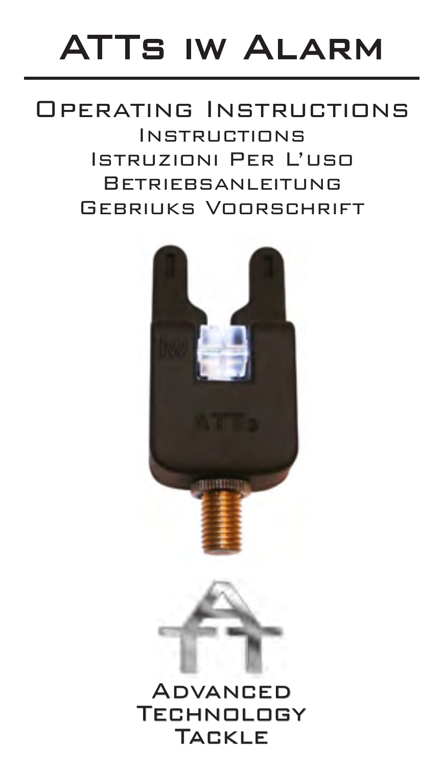# ATTs iw Alarm

## Operating Instructions

Instructions

Istruzioni Per L'uso

Betriebsanleitung

Gebriuks Voorschrift

Advanced Technology Tackle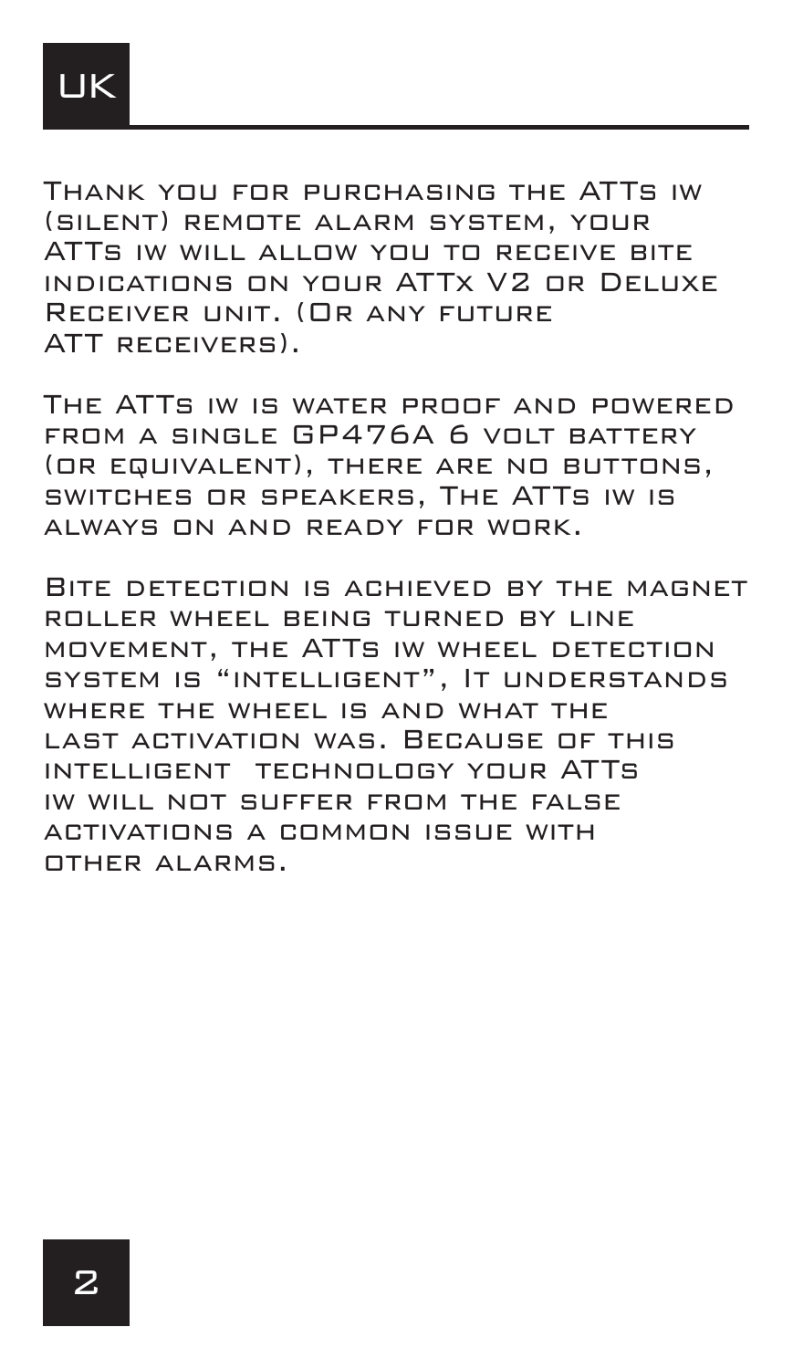# UK

Thank you for purchasing the ATTs iw (silent) remote alarm system, your ATTs iw will allow you to receive bite indications on your ATTx V2 or Deluxe Receiver unit. (Or any future ATT receivers).

The ATTs iw is water proof and powered from a single GP476A 6 volt battery (or equivalent), there are no buttons, switches or speakers, The ATTs iw is always on and ready for work.

Bite detection is achieved by the magnet roller wheel being turned by line movement, the ATTs iw wheel detection system is "intelligent", It understands where the wheel is and what the last activation was. Because of this intelligent technology your ATTs iw will not suffer from the false activations a common issue with other alarms.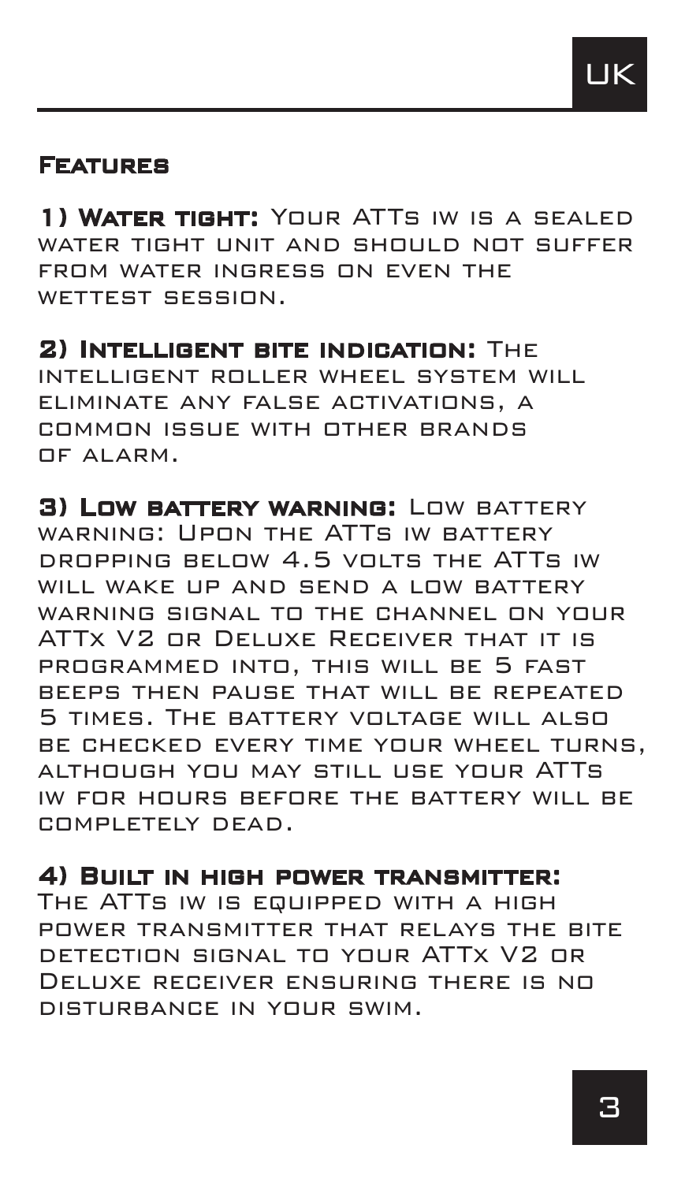## Features

**1) Water tight:** Your ATTs iw is a sealed water tight unit and should not suffer from water ingress on even the wettest session.

**2) Intelligent bite indication:** The intelligent roller wheel system will eliminate any false activations, a common issue with other brands of alarm.

**3) Low battery warning:** Low battery warning: Upon the ATTs iw battery dropping below 4.5 volts the ATTs iw will wake up and send a low battery warning signal to the channel on your ATTx V2 or Deluxe Receiver that it is programmed into, this will be 5 fast beeps then pause that will be repeated 5 times. The battery voltage will also be checked every time your wheel turns, although you may still use your ATTs iw for hours before the battery will be completely dead.

**4) Built in high power transmitter:** The ATTs iw is equipped with a high power transmitter that relays the bite detection signal to your ATTx V2 or Deluxe receiver ensuring there is no disturbance in your swim.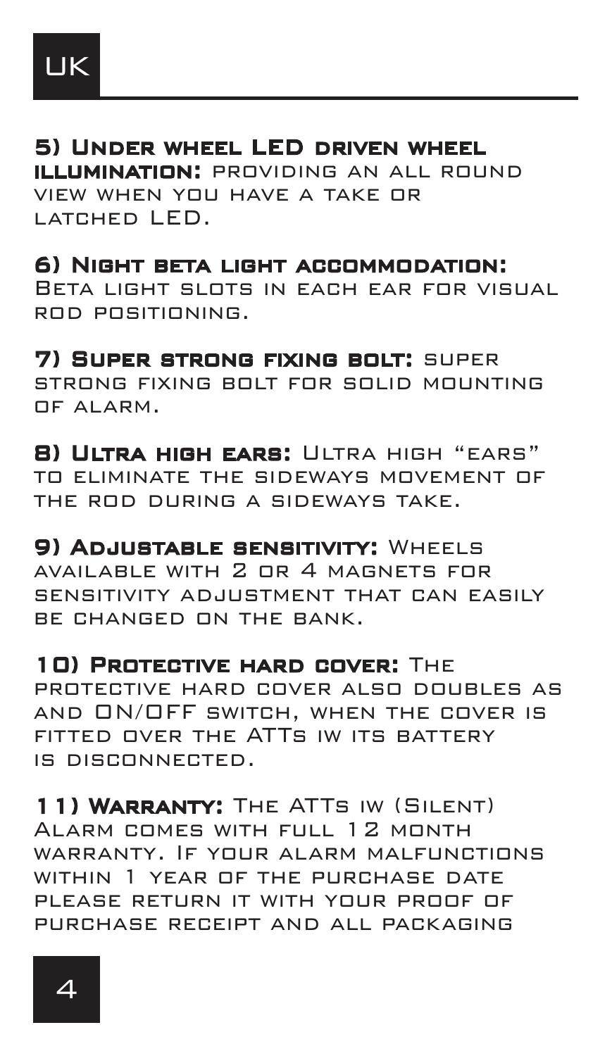**5) Under wheel LED driven wheel illumination:** providing an all round view when you have a take or latched LED.

**6) Night beta light accommodation:** Beta light slots in each ear for visual rod positioning.

**7) Super strong fixing bolt:** super strong fixing bolt for solid mounting of alarm.

**8) Ultra high ears:** Ultra high "ears" to eliminate the sideways movement of the rod during a sideways take.

**9) Adjustable sensitivity:** Wheels available with 2 or 4 magnets for sensitivity adjustment that can easily be changed on the bank.

**10) Protective hard cover:** The protective hard cover also doubles as and ON/OFF switch, when the cover is fitted over the ATTs iw its battery is disconnected.

**11) Warranty:** The ATTs iw (Silent) Alarm comes with full 12 month warranty. If your alarm malfunctions within 1 year of the purchase date please return it with your proof of purchase receipt and all packaging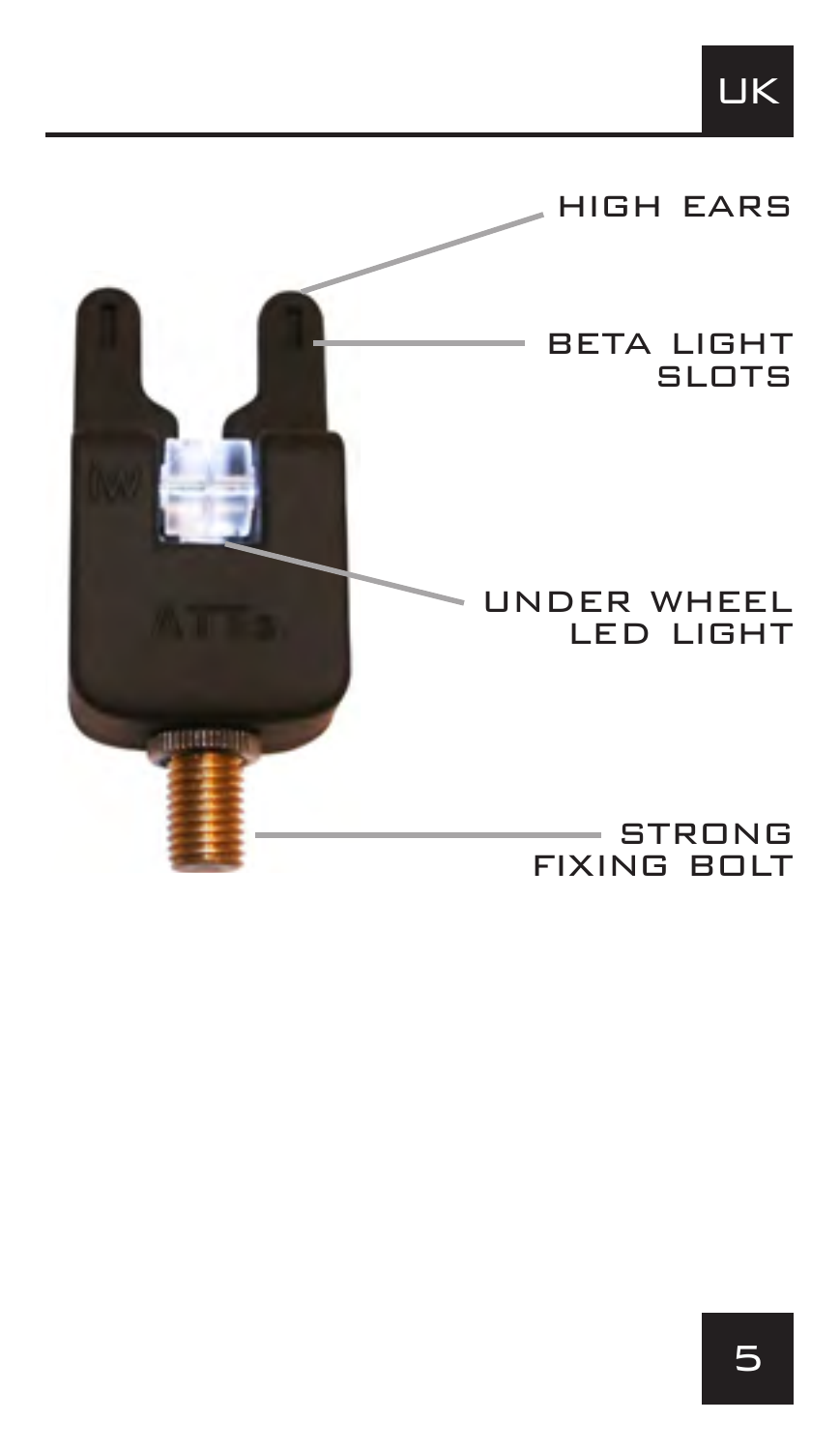HIGH EARS

BETA LIGHT SLOTS

UNDER WHEEL LED LIGHT

STRONG FIXING BOLT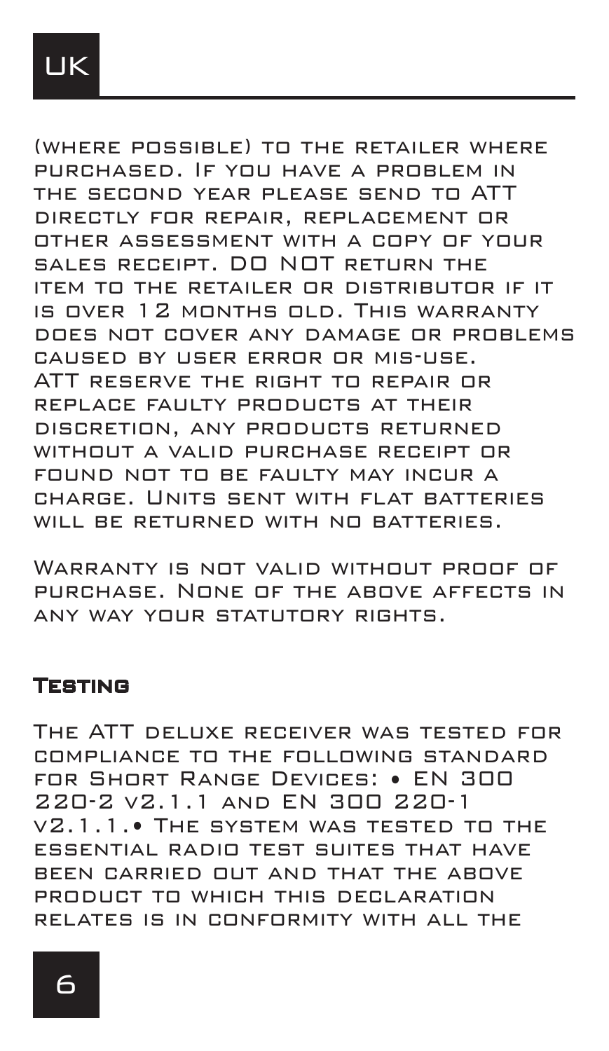(where possible) to the retailer where purchased. If you have a problem in the second year please send to ATT directly for repair, replacement or other assessment with a copy of your sales receipt. DO NOT return the item to the retailer or distributor if it is over 12 months old. This warranty does not cover any damage or problems caused by user error or mis-use. ATT reserve the right to repair or replace faulty products at their discretion, any products returned without a valid purchase receipt or found not to be faulty may incur a charge. Units sent with flat batteries will be returned with no batteries.

Warranty is not valid without proof of purchase. None of the above affects in any way your statutory rights.

## Testing

The ATT deluxe receiver was tested for compliance to the following standard for Short Range Devices: • EN 300 220-2 v2.1.1 and EN 300 220-1 v2.1.1.• The system was tested to the essential radio test suites that have been carried out and that the above product to which this declaration relates is in conformity with all the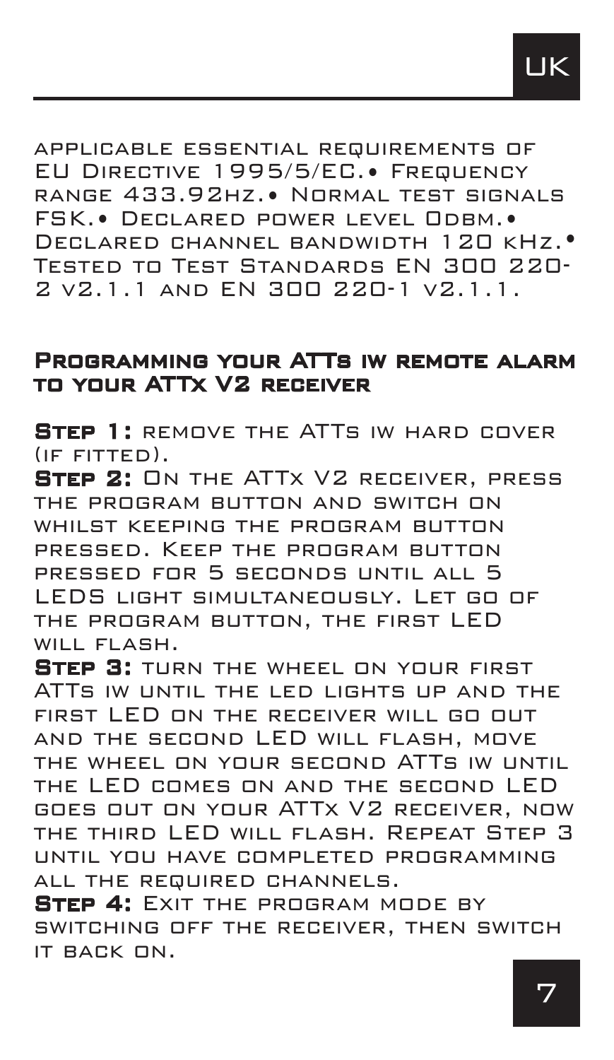applicable essential requirements of EU Directive 1995/5/EC.• Frequency range 433.92hz.• Normal test signals FSK.• Declared power level 0dbm.• Declared channel bandwidth 120 kHz.• Tested to Test Standards EN 300 220-2 v2.1.1 and EN 300 220-1 v2.1.1.

## Programming your ATTs iw remote alarm to your ATTx V2 receiver

**Step 1:** remove the ATTs iw hard cover (if fitted).

**Step 2:** On the ATTx V2 receiver, press the program button and switch on whilst keeping the program button pressed. Keep the program button pressed for 5 seconds until all 5 LEDS light simultaneously. Let go of the program button, the first LED will flash.

**Step 3:** turn the wheel on your first ATTs iw until the led lights up and the first LED on the receiver will go out and the second LED will flash, move the wheel on your second ATTs iw until the LED comes on and the second LED goes out on your ATTx V2 receiver, now the third LED will flash. Repeat Step 3 until you have completed programming all the required channels.

**Step 4:** Exit the program mode by switching off the receiver, then switch it back on.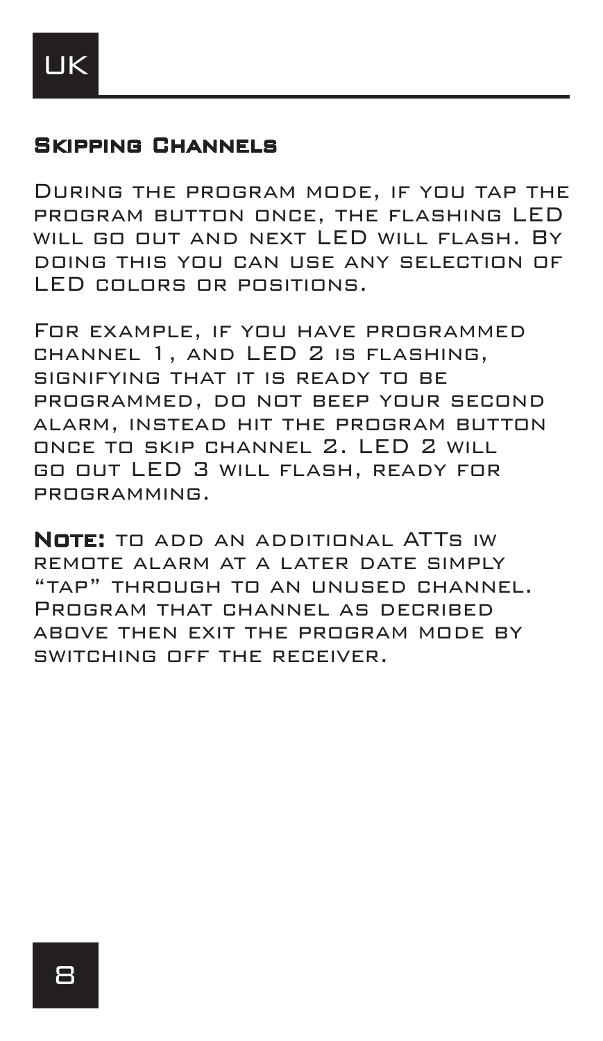## Skipping Channels

During the program mode, if you tap the program button once, the flashing LED will go out and next LED will flash. By doing this you can use any selection of LED colors or positions.

For example, if you have programmed channel 1, and LED 2 is flashing, signifying that it is ready to be programmed, do not beep your second alarm, instead hit the program button once to skip channel 2. LED 2 will go out LED 3 will flash, ready for programming.

**Note:** to add an additional ATTs iw remote alarm at a later date simply "tap" through to an unused channel. Program that channel as decribed above then exit the program mode by switching off the receiver.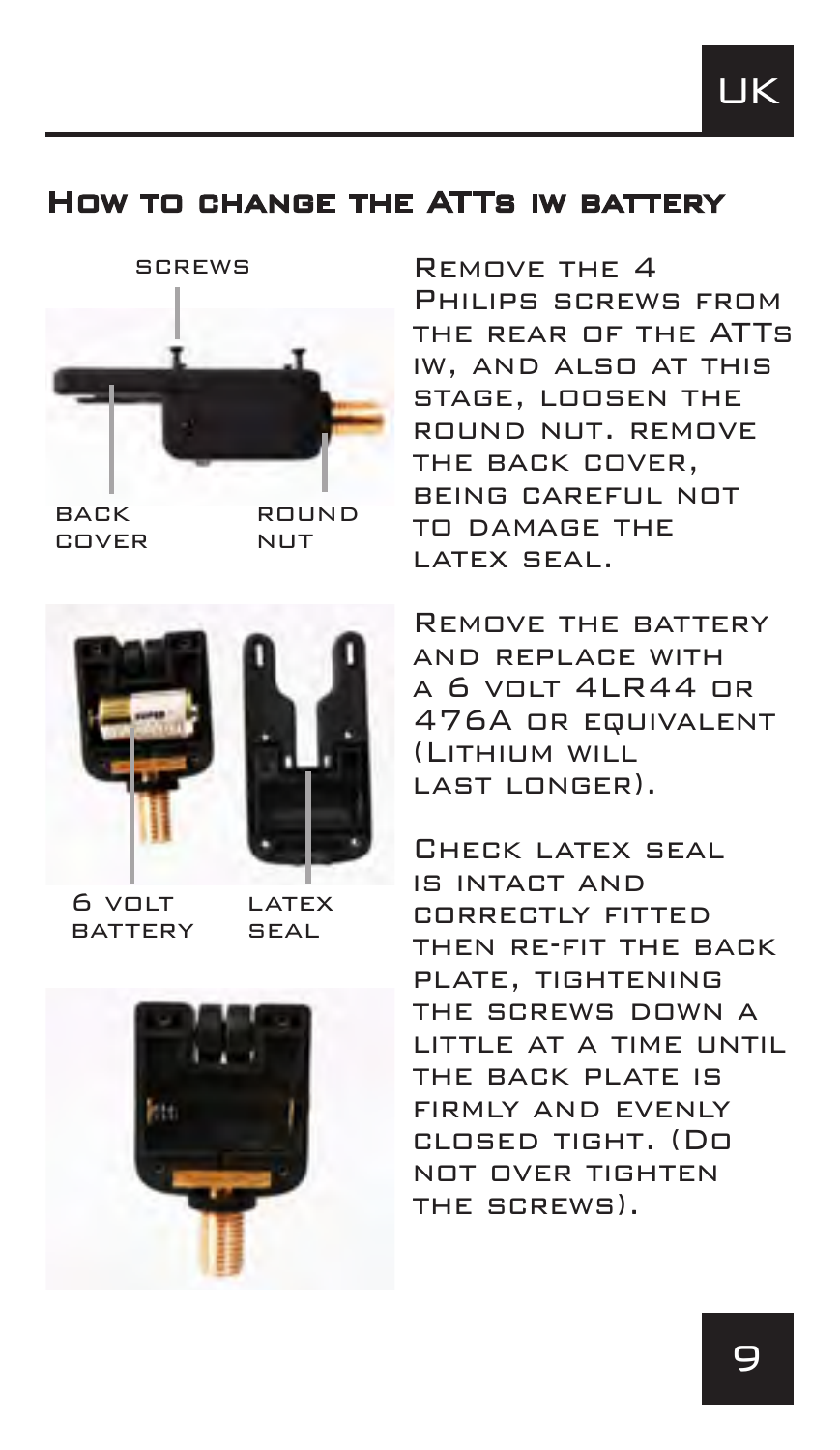## How to change the ATTs iw battery

SCREWS

BACK COVER

ROUND NUT

Remove the 4 Philips screws from the rear of the ATTs iw, and also at this stage, loosen the round nut. remove the back cover, being careful not to damage the latex seal.

6 VOLT BATTERY

LATEX SEAL

Remove the battery and replace with a 6 volt 4LR44 or 476A or equivalent (Lithium will last longer).

Check latex seal is intact and correctly fitted then re-fit the back plate, tightening the screws down a little at a time until the back plate is firmly and evenly closed tight. (Do not over tighten the screws).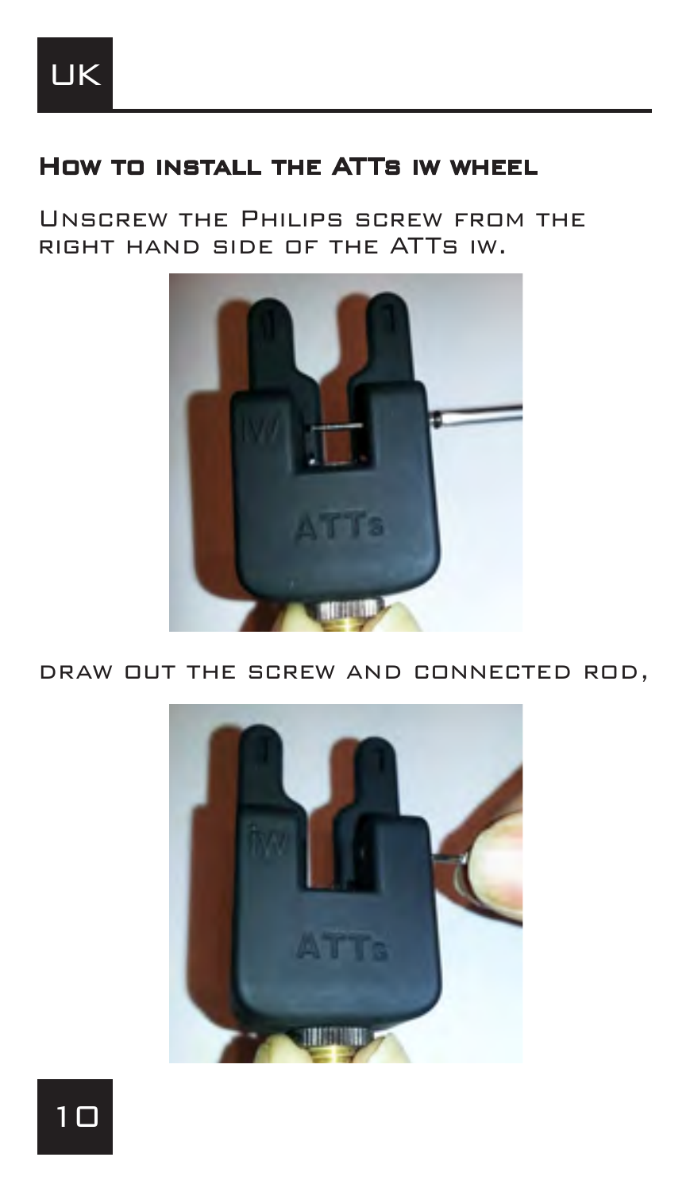## How to install the ATTs iw wheel

Unscrew the Philips screw from the right hand side of the ATTs iw.

draw out the screw and connected rod,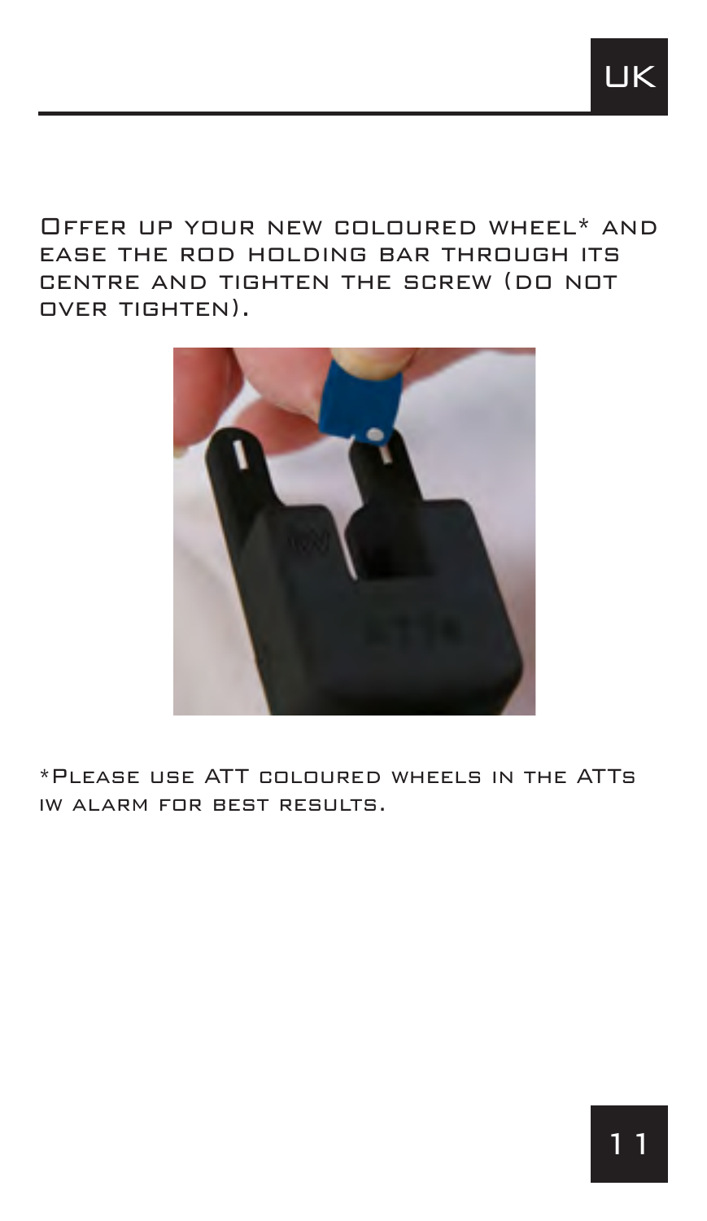Offer up your new coloured wheel* and ease the rod holding bar through its centre and tighten the screw (do not over tighten).

*Please use ATT coloured wheels in the ATTs iw alarm for best results.